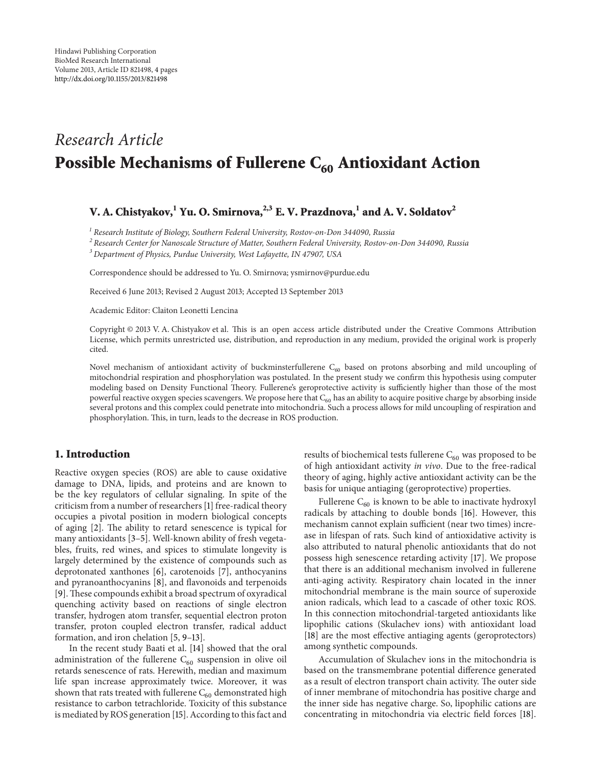*Research Article*

# Possible Mechanisms of Fullerene $C_{60}$ Antioxidant Action

**V. A. Chistyakov,[1] Yu. O. Smirnova,[2,3] E. V. Prazdnova,[1] and A. V. Soldatov[2]**

[1] *Research Institute of Biology, Southern Federal University, Rostov-on-Don 344090, Russia*

[2] *Research Center for Nanoscale Structure of Matter, Southern Federal University, Rostov-on-Don 344090, Russia*

[3] *Department of Physics, Purdue University, West Lafayette, IN 47907, USA*

Correspondence should be addressed to Yu. O. Smirnova; ysmirnov@purdue.edu

Received 6 June 2013; Revised 2 August 2013; Accepted 13 September 2013

Academic Editor: Claiton Leonetti Lencina

Copyright © 2013 V. A. Chistyakov et al. This is an open access article distributed under the Creative Commons Attribution License, which permits unrestricted use, distribution, and reproduction in any medium, provided the original work is properly cited.

Novel mechanism of antioxidant activity of buckminsterfullerene $C_{60}$ based on protons absorbing and mild uncoupling of mitochondrial respiration and phosphorylation was postulated. In the present study we confirm this hypothesis using computer modeling based on Density Functional Theory. Fullerene's geroprotective activity is sufficiently higher than those of the most powerful reactive oxygen species scavengers. We propose here that $C_{60}$ has an ability to acquire positive charge by absorbing inside several protons and this complex could penetrate into mitochondria. Such a process allows for mild uncoupling of respiration and phosphorylation. This, in turn, leads to the decrease in ROS production.

## 1. Introduction

Reactive oxygen species (ROS) are able to cause oxidative damage to DNA, lipids, and proteins and are known to be the key regulators of cellular signaling. In spite of the criticism from a number of researchers [1] free-radical theory occupies a pivotal position in modern biological concepts of aging [2]. The ability to retard senescence is typical for many antioxidants [3–5]. Well-known ability of fresh vegetables, fruits, red wines, and spices to stimulate longevity is largely determined by the existence of compounds such as deprotonated xanthones [6], carotenoids [7], anthocyanins and pyranoanthocyanins [8], and flavonoids and terpenoids [9]. These compounds exhibit a broad spectrum of oxyradical quenching activity based on reactions of single electron transfer, hydrogen atom transfer, sequential electron proton transfer, proton coupled electron transfer, radical adduct formation, and iron chelation [5, 9–13].

In the recent study Baati et al. [14] showed that the oral administration of the fullerene $C_{60}$ suspension in olive oil retards senescence of rats. Herewith, median and maximum life span increase approximately twice. Moreover, it was shown that rats treated with fullerene $C_{60}$ demonstrated high resistance to carbon tetrachloride. Toxicity of this substance is mediated by ROS generation [15]. According to this fact and results of biochemical tests fullerene $C_{60}$ was proposed to be of high antioxidant activity *in vivo*. Due to the free-radical theory of aging, highly active antioxidant activity can be the basis for unique antiaging (geroprotective) properties.

Fullerene $C_{60}$ is known to be able to inactivate hydroxyl radicals by attaching to double bonds [16]. However, this mechanism cannot explain sufficient (near two times) increase in lifespan of rats. Such kind of antioxidative activity is also attributed to natural phenolic antioxidants that do not possess high senescence retarding activity [17]. We propose that there is an additional mechanism involved in fullerene anti-aging activity. Respiratory chain located in the inner mitochondrial membrane is the main source of superoxide anion radicals, which lead to a cascade of other toxic ROS. In this connection mitochondrial-targeted antioxidants like lipophilic cations (Skulachev ions) with antioxidant load [18] are the most effective antiaging agents (geroprotectors) among synthetic compounds.

Accumulation of Skulachev ions in the mitochondria is based on the transmembrane potential difference generated as a result of electron transport chain activity. The outer side of inner membrane of mitochondria has positive charge and the inner side has negative charge. So, lipophilic cations are concentrating in mitochondria via electric field forces [18].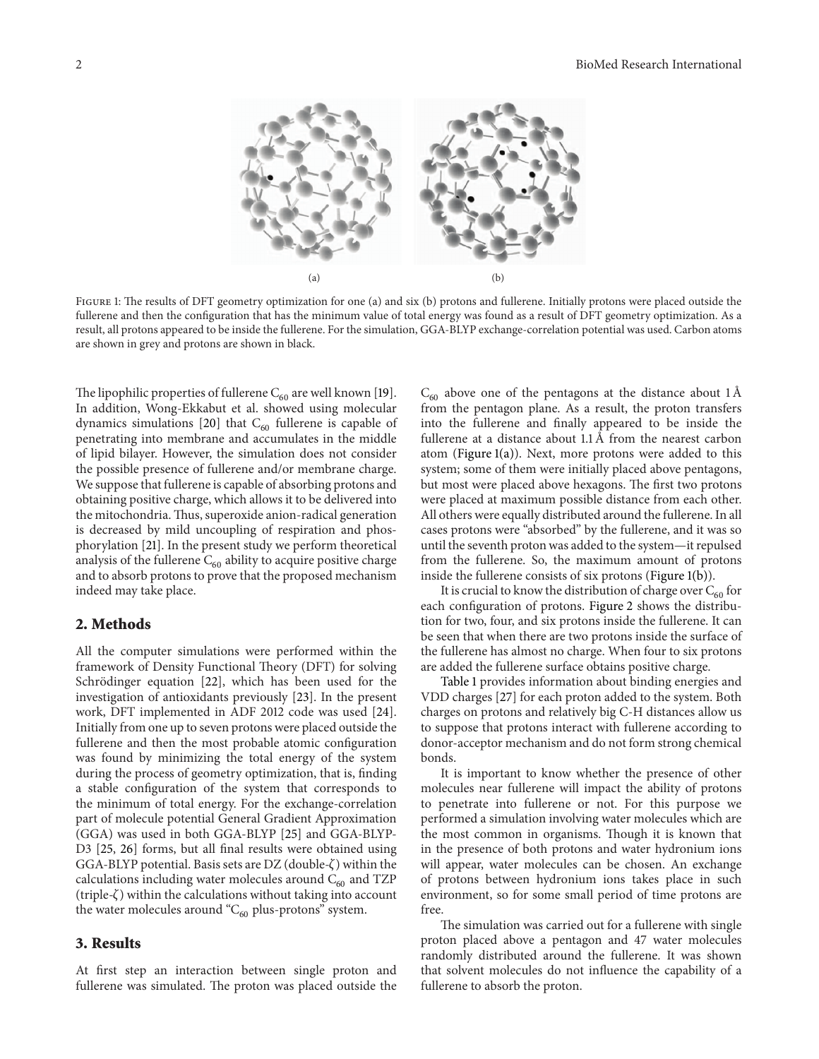Figure 1: The results of DFT geometry optimization for one (a) and six (b) protons and fullerene. Initially protons were placed outside the fullerene and then the configuration that has the minimum value of total energy was found as a result of DFT geometry optimization. As a result, all protons appeared to be inside the fullerene. For the simulation, GGA-BLYP exchange-correlation potential was used. Carbon atoms are shown in grey and protons are shown in black.

The lipophilic properties of fullerene $C_{60}$ are well known [19]. In addition, Wong-Ekkabut et al. showed using molecular dynamics simulations [20] that $C_{60}$ fullerene is capable of penetrating into membrane and accumulates in the middle of lipid bilayer. However, the simulation does not consider the possible presence of fullerene and/or membrane charge. We suppose that fullerene is capable of absorbing protons and obtaining positive charge, which allows it to be delivered into the mitochondria. Thus, superoxide anion-radical generation is decreased by mild uncoupling of respiration and phosphorylation [21]. In the present study we perform theoretical analysis of the fullerene $C_{60}$ ability to acquire positive charge and to absorb protons to prove that the proposed mechanism indeed may take place.

## 2. Methods

All the computer simulations were performed within the framework of Density Functional Theory (DFT) for solving Schrödinger equation [22], which has been used for the investigation of antioxidants previously [23]. In the present work, DFT implemented in ADF 2012 code was used [24]. Initially from one up to seven protons were placed outside the fullerene and then the most probable atomic configuration was found by minimizing the total energy of the system during the process of geometry optimization, that is, finding a stable configuration of the system that corresponds to the minimum of total energy. For the exchange-correlation part of molecule potential General Gradient Approximation (GGA) was used in both GGA-BLYP [25] and GGA-BLYP-D3 [25, 26] forms, but all final results were obtained using GGA-BLYP potential. Basis sets are DZ (double-$\zeta$) within the calculations including water molecules around $C_{60}$ and TZP (triple-$\zeta$) within the calculations without taking into account the water molecules around "$C_{60}$ plus-protons" system.

## 3. Results

At first step an interaction between single proton and fullerene was simulated. The proton was placed outside the $C_{60}$ above one of the pentagons at the distance about 1 Å from the pentagon plane. As a result, the proton transfers into the fullerene and finally appeared to be inside the fullerene at a distance about 1.1 Å from the nearest carbon atom (Figure 1(a)). Next, more protons were added to this system; some of them were initially placed above pentagons, but most were placed above hexagons. The first two protons were placed at maximum possible distance from each other. All others were equally distributed around the fullerene. In all cases protons were "absorbed" by the fullerene, and it was so until the seventh proton was added to the system—it repulsed from the fullerene. So, the maximum amount of protons inside the fullerene consists of six protons (Figure 1(b)).

It is crucial to know the distribution of charge over $C_{60}$ for each configuration of protons. Figure 2 shows the distribution for two, four, and six protons inside the fullerene. It can be seen that when there are two protons inside the surface of the fullerene has almost no charge. When four to six protons are added the fullerene surface obtains positive charge.

Table 1 provides information about binding energies and VDD charges [27] for each proton added to the system. Both charges on protons and relatively big C-H distances allow us to suppose that protons interact with fullerene according to donor-acceptor mechanism and do not form strong chemical bonds.

It is important to know whether the presence of other molecules near fullerene will impact the ability of protons to penetrate into fullerene or not. For this purpose we performed a simulation involving water molecules which are the most common in organisms. Though it is known that in the presence of both protons and water hydronium ions will appear, water molecules can be chosen. An exchange of protons between hydronium ions takes place in such environment, so for some small period of time protons are free.

The simulation was carried out for a fullerene with single proton placed above a pentagon and 47 water molecules randomly distributed around the fullerene. It was shown that solvent molecules do not influence the capability of a fullerene to absorb the proton.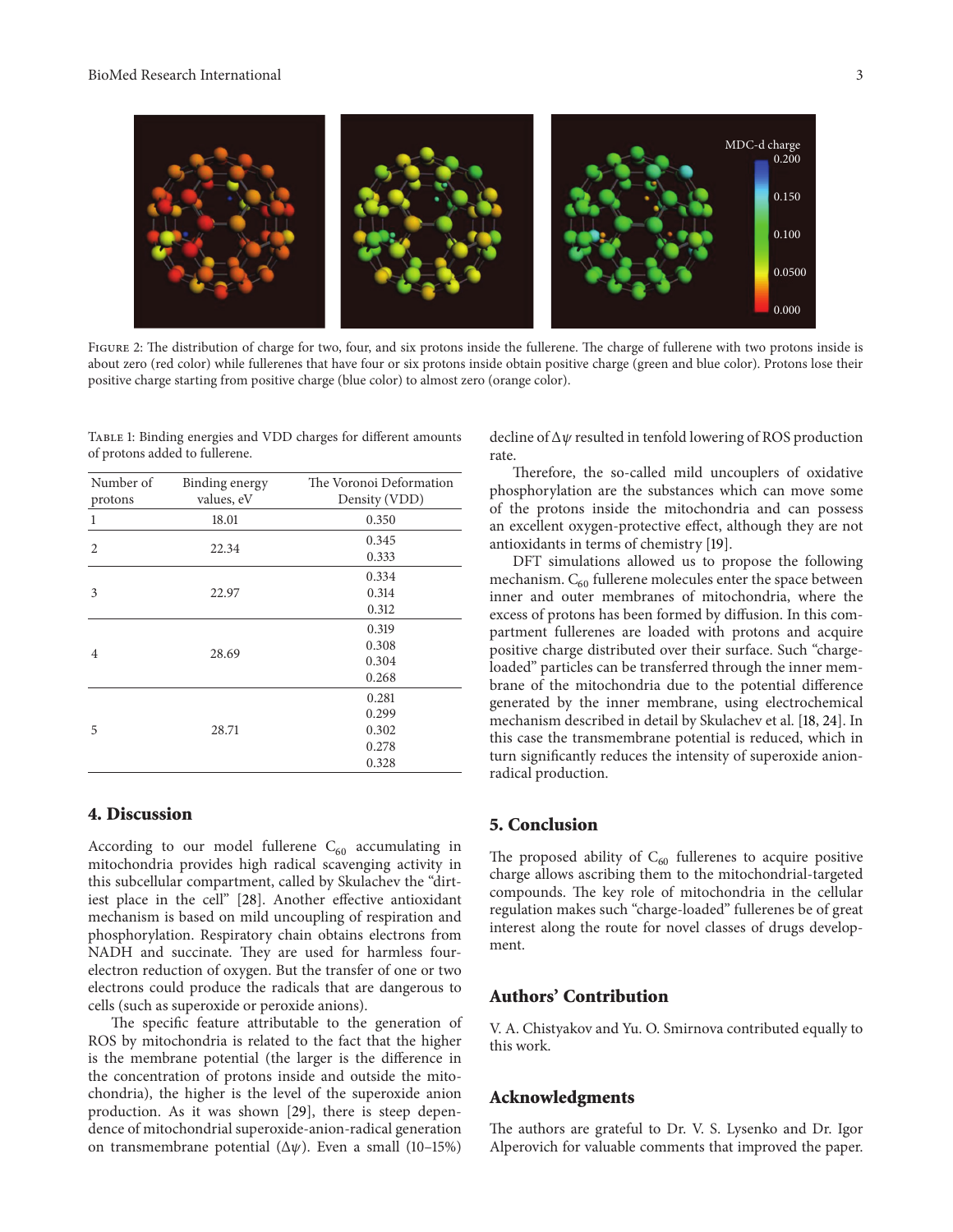Figure 2: The distribution of charge for two, four, and six protons inside the fullerene. The charge of fullerene with two protons inside is about zero (red color) while fullerenes that have four or six protons inside obtain positive charge (green and blue color). Protons lose their positive charge starting from positive charge (blue color) to almost zero (orange color).

Table 1: Binding energies and VDD charges for different amounts of protons added to fullerene.

| Number of protons | Binding energy values, eV | The Voronoi Deformation Density (VDD) |
|---|---|---|
| 1 | 18.01 | 0.350 |
| 2 | 22.34 | 0.345 |
| | | 0.333 |
| 3 | 22.97 | 0.334 |
| | | 0.314 |
| | | 0.312 |
| 4 | 28.69 | 0.319 |
| | | 0.308 |
| | | 0.304 |
| | | 0.268 |
| 5 | 28.71 | 0.281 |
| | | 0.299 |
| | | 0.302 |
| | | 0.278 |
| | | 0.328 |

## 4. Discussion

According to our model fullerene $C_{60}$ accumulating in mitochondria provides high radical scavenging activity in this subcellular compartment, called by Skulachev the "dirtiest place in the cell" [28]. Another effective antioxidant mechanism is based on mild uncoupling of respiration and phosphorylation. Respiratory chain obtains electrons from NADH and succinate. They are used for harmless four-electron reduction of oxygen. But the transfer of one or two electrons could produce the radicals that are dangerous to cells (such as superoxide or peroxide anions).

The specific feature attributable to the generation of ROS by mitochondria is related to the fact that the higher is the membrane potential (the larger is the difference in the concentration of protons inside and outside the mitochondria), the higher is the level of the superoxide anion production. As it was shown [29], there is steep dependence of mitochondrial superoxide-anion-radical generation on transmembrane potential ($\Delta\psi$). Even a small (10–15%) decline of $\Delta\psi$ resulted in tenfold lowering of ROS production rate.

Therefore, the so-called mild uncouplers of oxidative phosphorylation are the substances which can move some of the protons inside the mitochondria and can possess an excellent oxygen-protective effect, although they are not antioxidants in terms of chemistry [19].

DFT simulations allowed us to propose the following mechanism. $C_{60}$ fullerene molecules enter the space between inner and outer membranes of mitochondria, where the excess of protons has been formed by diffusion. In this compartment fullerenes are loaded with protons and acquire positive charge distributed over their surface. Such "charge-loaded" particles can be transferred through the inner membrane of the mitochondria due to the potential difference generated by the inner membrane, using electrochemical mechanism described in detail by Skulachev et al. [18, 24]. In this case the transmembrane potential is reduced, which in turn significantly reduces the intensity of superoxide anion-radical production.

## 5. Conclusion

The proposed ability of $C_{60}$ fullerenes to acquire positive charge allows ascribing them to the mitochondrial-targeted compounds. The key role of mitochondria in the cellular regulation makes such "charge-loaded" fullerenes be of great interest along the route for novel classes of drugs development.

## Authors' Contribution

V. A. Chistyakov and Yu. O. Smirnova contributed equally to this work.

## Acknowledgments

The authors are grateful to Dr. V. S. Lysenko and Dr. Igor Alperovich for valuable comments that improved the paper.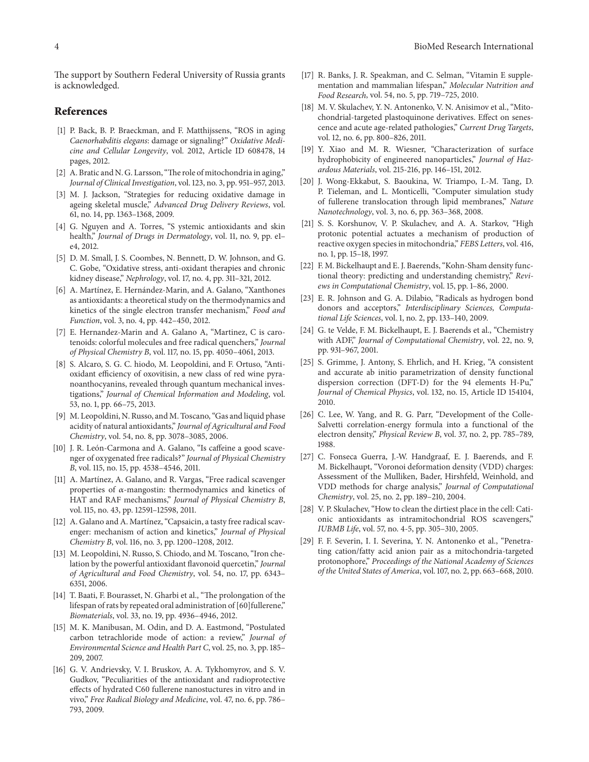The support by Southern Federal University of Russia grants is acknowledged.

## References

[1] P. Back, B. P. Braeckman, and F. Matthijssens, "ROS in aging *Caenorhabditis elegans*: damage or signaling?" *Oxidative Medicine and Cellular Longevity*, vol. 2012, Article ID 608478, 14 pages, 2012.

[2] A. Bratic and N. G. Larsson, "The role of mitochondria in aging," *Journal of Clinical Investigation*, vol. 123, no. 3, pp. 951–957, 2013.

[3] M. J. Jackson, "Strategies for reducing oxidative damage in ageing skeletal muscle," *Advanced Drug Delivery Reviews*, vol. 61, no. 14, pp. 1363–1368, 2009.

[4] G. Nguyen and A. Torres, "S ystemic antioxidants and skin health," *Journal of Drugs in Dermatology*, vol. 11, no. 9, pp. e1–e4, 2012.

[5] D. M. Small, J. S. Coombes, N. Bennett, D. W. Johnson, and G. C. Gobe, "Oxidative stress, anti-oxidant therapies and chronic kidney disease," *Nephrology*, vol. 17, no. 4, pp. 311–321, 2012.

[6] A. Martínez, E. Hernández-Marin, and A. Galano, "Xanthones as antioxidants: a theoretical study on the thermodynamics and kinetics of the single electron transfer mechanism," *Food and Function*, vol. 3, no. 4, pp. 442–450, 2012.

[7] E. Hernandez-Marin and A. Galano A, "Martinez, C is carotenoids: colorful molecules and free radical quenchers," *Journal of Physical Chemistry B*, vol. 117, no. 15, pp. 4050–4061, 2013.

[8] S. Alcaro, S. G. C. hiodo, M. Leopoldini, and F. Ortuso, "Antioxidant efficiency of oxovitisin, a new class of red wine pyranoanthocyanins, revealed through quantum mechanical investigations," *Journal of Chemical Information and Modeling*, vol. 53, no. 1, pp. 66–75, 2013.

[9] M. Leopoldini, N. Russo, and M. Toscano, "Gas and liquid phase acidity of natural antioxidants," *Journal of Agricultural and Food Chemistry*, vol. 54, no. 8, pp. 3078–3085, 2006.

[10] J. R. León-Carmona and A. Galano, "Is caffeine a good scavenger of oxygenated free radicals?" *Journal of Physical Chemistry B*, vol. 115, no. 15, pp. 4538–4546, 2011.

[11] A. Martínez, A. Galano, and R. Vargas, "Free radical scavenger properties of $\alpha$-mangostin: thermodynamics and kinetics of HAT and RAF mechanisms," *Journal of Physical Chemistry B*, vol. 115, no. 43, pp. 12591–12598, 2011.

[12] A. Galano and A. Martínez, "Capsaicin, a tasty free radical scavenger: mechanism of action and kinetics," *Journal of Physical Chemistry B*, vol. 116, no. 3, pp. 1200–1208, 2012.

[13] M. Leopoldini, N. Russo, S. Chiodo, and M. Toscano, "Iron chelation by the powerful antioxidant flavonoid quercetin," *Journal of Agricultural and Food Chemistry*, vol. 54, no. 17, pp. 6343–6351, 2006.

[14] T. Baati, F. Bourasset, N. Gharbi et al., "The prolongation of the lifespan of rats by repeated oral administration of [60]fullerene," *Biomaterials*, vol. 33, no. 19, pp. 4936–4946, 2012.

[15] M. K. Manibusan, M. Odin, and D. A. Eastmond, "Postulated carbon tetrachloride mode of action: a review," *Journal of Environmental Science and Health Part C*, vol. 25, no. 3, pp. 185–209, 2007.

[16] G. V. Andrievsky, V. I. Bruskov, A. A. Tykhomyrov, and S. V. Gudkov, "Peculiarities of the antioxidant and radioprotective effects of hydrated C60 fullerene nanostuctures in vitro and in vivo," *Free Radical Biology and Medicine*, vol. 47, no. 6, pp. 786–793, 2009.

[17] R. Banks, J. R. Speakman, and C. Selman, "Vitamin E supplementation and mammalian lifespan," *Molecular Nutrition and Food Research*, vol. 54, no. 5, pp. 719–725, 2010.

[18] M. V. Skulachev, Y. N. Antonenko, V. N. Anisimov et al., "Mitochondrial-targeted plastoquinone derivatives. Effect on senescence and acute age-related pathologies," *Current Drug Targets*, vol. 12, no. 6, pp. 800–826, 2011.

[19] Y. Xiao and M. R. Wiesner, "Characterization of surface hydrophobicity of engineered nanoparticles," *Journal of Hazardous Materials*, vol. 215-216, pp. 146–151, 2012.

[20] J. Wong-Ekkabut, S. Baoukina, W. Triampo, I.-M. Tang, D. P. Tieleman, and L. Monticelli, "Computer simulation study of fullerene translocation through lipid membranes," *Nature Nanotechnology*, vol. 3, no. 6, pp. 363–368, 2008.

[21] S. S. Korshunov, V. P. Skulachev, and A. A. Starkov, "High protonic potential actuates a mechanism of production of reactive oxygen species in mitochondria," *FEBS Letters*, vol. 416, no. 1, pp. 15–18, 1997.

[22] F. M. Bickelhaupt and E. J. Baerends, "Kohn-Sham density functional theory: predicting and understanding chemistry," *Reviews in Computational Chemistry*, vol. 15, pp. 1–86, 2000.

[23] E. R. Johnson and G. A. Dilabio, "Radicals as hydrogen bond donors and acceptors," *Interdisciplinary Sciences, Computational Life Sciences*, vol. 1, no. 2, pp. 133–140, 2009.

[24] G. te Velde, F. M. Bickelhaupt, E. J. Baerends et al., "Chemistry with ADF," *Journal of Computational Chemistry*, vol. 22, no. 9, pp. 931–967, 2001.

[25] S. Grimme, J. Antony, S. Ehrlich, and H. Krieg, "A consistent and accurate ab initio parametrization of density functional dispersion correction (DFT-D) for the 94 elements H-Pu," *Journal of Chemical Physics*, vol. 132, no. 15, Article ID 154104, 2010.

[26] C. Lee, W. Yang, and R. G. Parr, "Development of the Colle-Salvetti correlation-energy formula into a functional of the electron density," *Physical Review B*, vol. 37, no. 2, pp. 785–789, 1988.

[27] C. Fonseca Guerra, J.-W. Handgraaf, E. J. Baerends, and F. M. Bickelhaupt, "Voronoi deformation density (VDD) charges: Assessment of the Mulliken, Bader, Hirshfeld, Weinhold, and VDD methods for charge analysis," *Journal of Computational Chemistry*, vol. 25, no. 2, pp. 189–210, 2004.

[28] V. P. Skulachev, "How to clean the dirtiest place in the cell: Cationic antioxidants as intramitochondrial ROS scavengers," *IUBMB Life*, vol. 57, no. 4-5, pp. 305–310, 2005.

[29] F. F. Severin, I. I. Severina, Y. N. Antonenko et al., "Penetrating cation/fatty acid anion pair as a mitochondria-targeted protonophore," *Proceedings of the National Academy of Sciences of the United States of America*, vol. 107, no. 2, pp. 663–668, 2010.